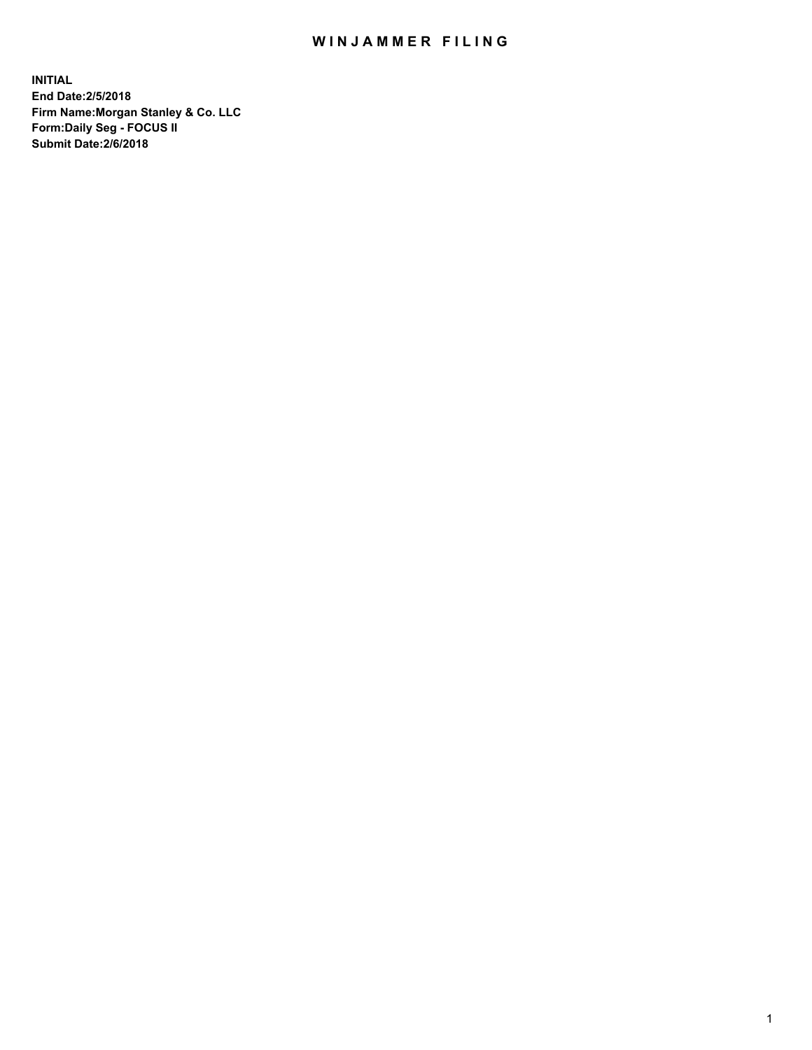# WINJAMMER FILING

**INITIAL**
**End Date:2/5/2018**
**Firm Name:Morgan Stanley & Co. LLC**
**Form:Daily Seg - FOCUS II**
**Submit Date:2/6/2018**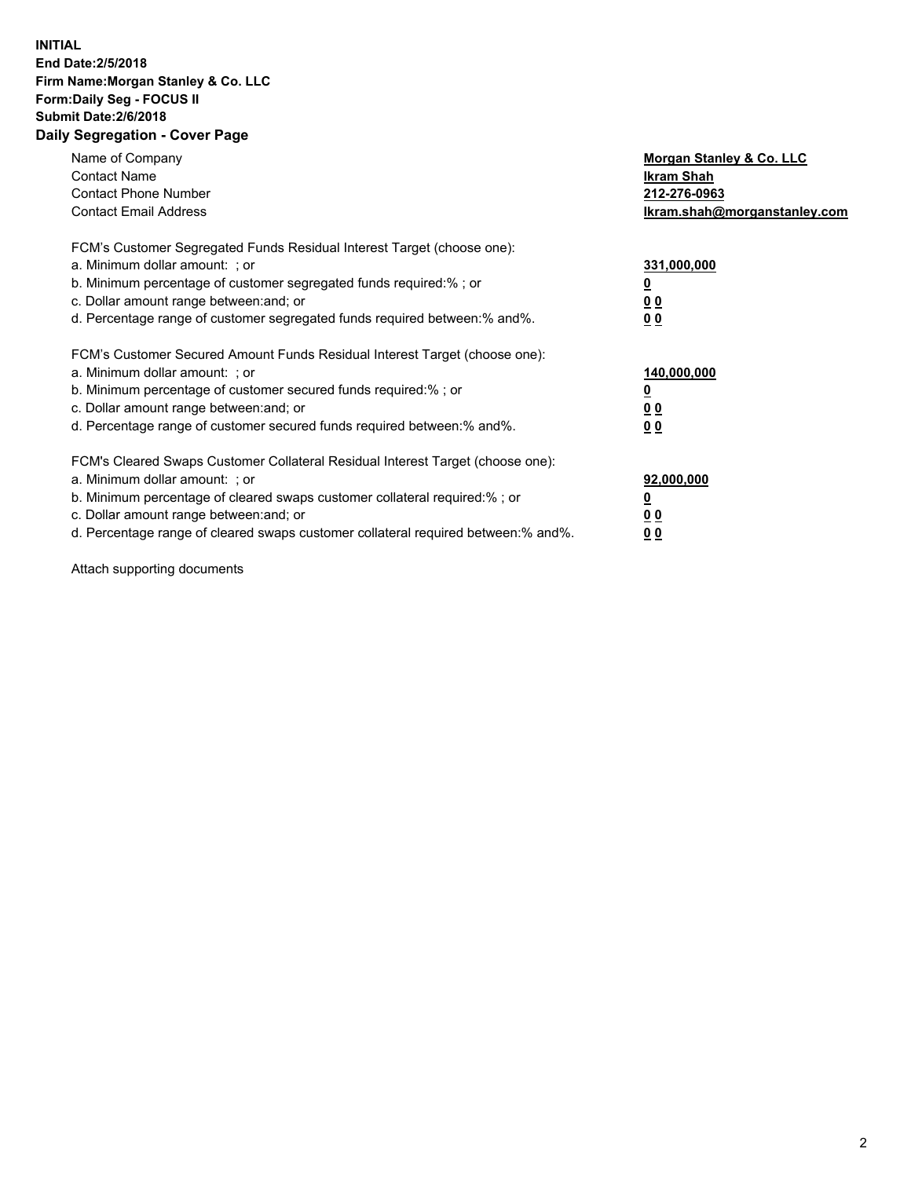**INITIAL**
**End Date:2/5/2018**
**Firm Name:Morgan Stanley & Co. LLC**
**Form:Daily Seg - FOCUS II**
**Submit Date:2/6/2018**

## Daily Segregation - Cover Page

| | |
|---|---|
| Name of Company | **Morgan Stanley & Co. LLC** |
| Contact Name | **Ikram Shah** |
| Contact Phone Number | **212-276-0963** |
| Contact Email Address | **Ikram.shah@morganstanley.com** |

FCM's Customer Segregated Funds Residual Interest Target (choose one):

| | |
|---|---|
| a. Minimum dollar amount: ; or | **331,000,000** |
| b. Minimum percentage of customer segregated funds required:% ; or | **0** |
| c. Dollar amount range between:and; or | **0 0** |
| d. Percentage range of customer segregated funds required between:% and%. | **0 0** |

FCM's Customer Secured Amount Funds Residual Interest Target (choose one):

| | |
|---|---|
| a. Minimum dollar amount: ; or | **140,000,000** |
| b. Minimum percentage of customer secured funds required:% ; or | **0** |
| c. Dollar amount range between:and; or | **0 0** |
| d. Percentage range of customer secured funds required between:% and%. | **0 0** |

FCM's Cleared Swaps Customer Collateral Residual Interest Target (choose one):

| | |
|---|---|
| a. Minimum dollar amount: ; or | **92,000,000** |
| b. Minimum percentage of cleared swaps customer collateral required:% ; or | **0** |
| c. Dollar amount range between:and; or | **0 0** |
| d. Percentage range of cleared swaps customer collateral required between:% and%. | **0 0** |

Attach supporting documents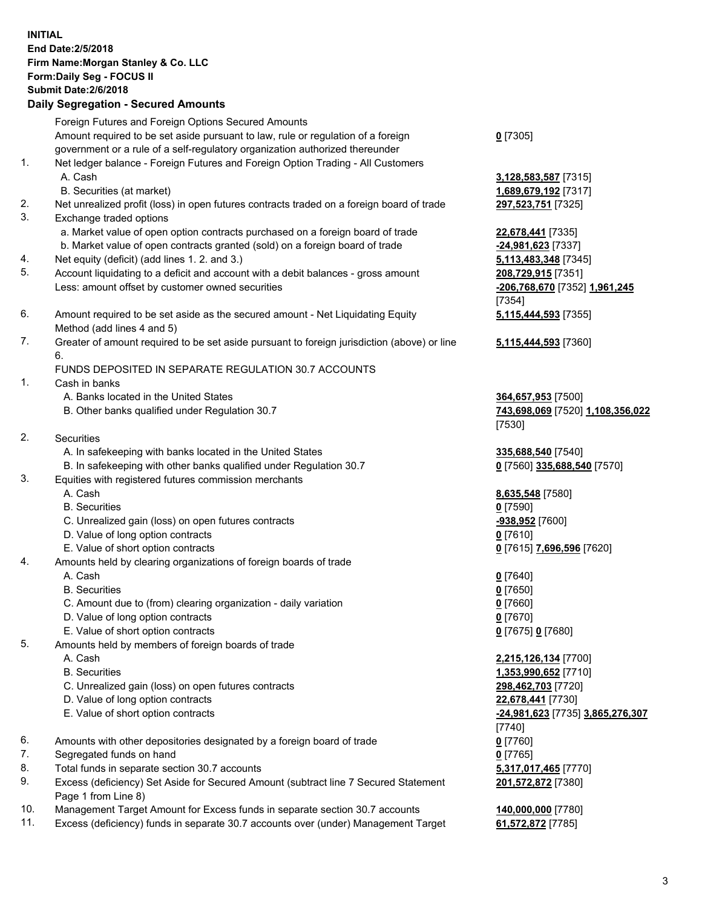**INITIAL**
**End Date:2/5/2018**
**Firm Name:Morgan Stanley & Co. LLC**
**Form:Daily Seg - FOCUS II**
**Submit Date:2/6/2018**

## Daily Segregation - Secured Amounts

| | | |
|---|---|---|
| | Foreign Futures and Foreign Options Secured Amounts | |
| | Amount required to be set aside pursuant to law, rule or regulation of a foreign government or a rule of a self-regulatory organization authorized thereunder | **0** [7305] |
| 1. | Net ledger balance - Foreign Futures and Foreign Option Trading - All Customers | |
| | A. Cash | **3,128,583,587** [7315] |
| | B. Securities (at market) | **1,689,679,192** [7317] |
| 2. | Net unrealized profit (loss) in open futures contracts traded on a foreign board of trade | **297,523,751** [7325] |
| 3. | Exchange traded options | |
| | a. Market value of open option contracts purchased on a foreign board of trade | **22,678,441** [7335] |
| | b. Market value of open contracts granted (sold) on a foreign board of trade | **-24,981,623** [7337] |
| 4. | Net equity (deficit) (add lines 1. 2. and 3.) | **5,113,483,348** [7345] |
| 5. | Account liquidating to a deficit and account with a debit balances - gross amount | **208,729,915** [7351] |
| | Less: amount offset by customer owned securities | **-206,768,670** [7352] **1,961,245** [7354] |
| 6. | Amount required to be set aside as the secured amount - Net Liquidating Equity Method (add lines 4 and 5) | **5,115,444,593** [7355] |
| 7. | Greater of amount required to be set aside pursuant to foreign jurisdiction (above) or line 6. | **5,115,444,593** [7360] |
| | FUNDS DEPOSITED IN SEPARATE REGULATION 30.7 ACCOUNTS | |
| 1. | Cash in banks | |
| | A. Banks located in the United States | **364,657,953** [7500] |
| | B. Other banks qualified under Regulation 30.7 | **743,698,069** [7520] **1,108,356,022** [7530] |
| 2. | Securities | |
| | A. In safekeeping with banks located in the United States | **335,688,540** [7540] |
| | B. In safekeeping with other banks qualified under Regulation 30.7 | **0** [7560] **335,688,540** [7570] |
| 3. | Equities with registered futures commission merchants | |
| | A. Cash | **8,635,548** [7580] |
| | B. Securities | **0** [7590] |
| | C. Unrealized gain (loss) on open futures contracts | **-938,952** [7600] |
| | D. Value of long option contracts | **0** [7610] |
| | E. Value of short option contracts | **0** [7615] **7,696,596** [7620] |
| 4. | Amounts held by clearing organizations of foreign boards of trade | |
| | A. Cash | **0** [7640] |
| | B. Securities | **0** [7650] |
| | C. Amount due to (from) clearing organization - daily variation | **0** [7660] |
| | D. Value of long option contracts | **0** [7670] |
| | E. Value of short option contracts | **0** [7675] **0** [7680] |
| 5. | Amounts held by members of foreign boards of trade | |
| | A. Cash | **2,215,126,134** [7700] |
| | B. Securities | **1,353,990,652** [7710] |
| | C. Unrealized gain (loss) on open futures contracts | **298,462,703** [7720] |
| | D. Value of long option contracts | **22,678,441** [7730] |
| | E. Value of short option contracts | **-24,981,623** [7735] **3,865,276,307** [7740] |
| 6. | Amounts with other depositories designated by a foreign board of trade | **0** [7760] |
| 7. | Segregated funds on hand | **0** [7765] |
| 8. | Total funds in separate section 30.7 accounts | **5,317,017,465** [7770] |
| 9. | Excess (deficiency) Set Aside for Secured Amount (subtract line 7 Secured Statement Page 1 from Line 8) | **201,572,872** [7380] |
| 10. | Management Target Amount for Excess funds in separate section 30.7 accounts | **140,000,000** [7780] |
| 11. | Excess (deficiency) funds in separate 30.7 accounts over (under) Management Target | **61,572,872** [7785] |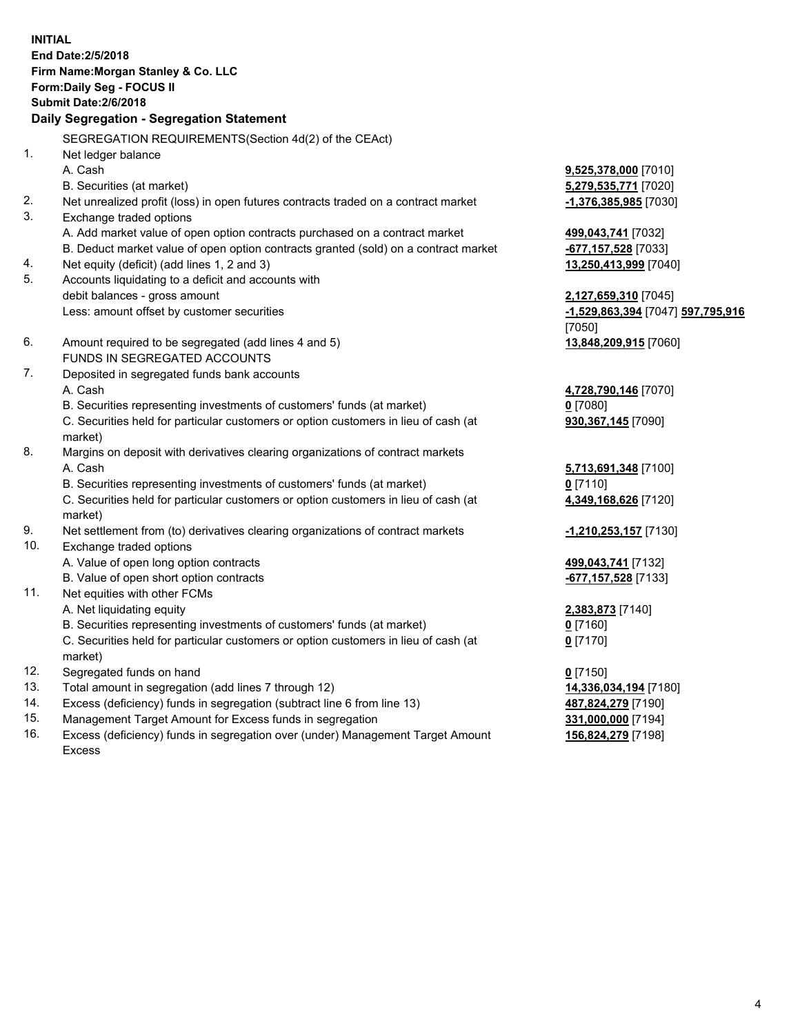**INITIAL**
**End Date:2/5/2018**
**Firm Name:Morgan Stanley & Co. LLC**
**Form:Daily Seg - FOCUS II**
**Submit Date:2/6/2018**

## Daily Segregation - Segregation Statement

SEGREGATION REQUIREMENTS(Section 4d(2) of the CEAct)

| | | |
|---|---|---|
| 1. | Net ledger balance | |
| | A. Cash | **9,525,378,000** [7010] |
| | B. Securities (at market) | **5,279,535,771** [7020] |
| 2. | Net unrealized profit (loss) in open futures contracts traded on a contract market | **-1,376,385,985** [7030] |
| 3. | Exchange traded options | |
| | A. Add market value of open option contracts purchased on a contract market | **499,043,741** [7032] |
| | B. Deduct market value of open option contracts granted (sold) on a contract market | **-677,157,528** [7033] |
| 4. | Net equity (deficit) (add lines 1, 2 and 3) | **13,250,413,999** [7040] |
| 5. | Accounts liquidating to a deficit and accounts with debit balances - gross amount | **2,127,659,310** [7045] |
| | Less: amount offset by customer securities | **-1,529,863,394** [7047] **597,795,916** [7050] |
| 6. | Amount required to be segregated (add lines 4 and 5) | **13,848,209,915** [7060] |
| | FUNDS IN SEGREGATED ACCOUNTS | |
| 7. | Deposited in segregated funds bank accounts | |
| | A. Cash | **4,728,790,146** [7070] |
| | B. Securities representing investments of customers' funds (at market) | **0** [7080] |
| | C. Securities held for particular customers or option customers in lieu of cash (at market) | **930,367,145** [7090] |
| 8. | Margins on deposit with derivatives clearing organizations of contract markets | |
| | A. Cash | **5,713,691,348** [7100] |
| | B. Securities representing investments of customers' funds (at market) | **0** [7110] |
| | C. Securities held for particular customers or option customers in lieu of cash (at market) | **4,349,168,626** [7120] |
| 9. | Net settlement from (to) derivatives clearing organizations of contract markets | **-1,210,253,157** [7130] |
| 10. | Exchange traded options | |
| | A. Value of open long option contracts | **499,043,741** [7132] |
| | B. Value of open short option contracts | **-677,157,528** [7133] |
| 11. | Net equities with other FCMs | |
| | A. Net liquidating equity | **2,383,873** [7140] |
| | B. Securities representing investments of customers' funds (at market) | **0** [7160] |
| | C. Securities held for particular customers or option customers in lieu of cash (at market) | **0** [7170] |
| 12. | Segregated funds on hand | **0** [7150] |
| 13. | Total amount in segregation (add lines 7 through 12) | **14,336,034,194** [7180] |
| 14. | Excess (deficiency) funds in segregation (subtract line 6 from line 13) | **487,824,279** [7190] |
| 15. | Management Target Amount for Excess funds in segregation | **331,000,000** [7194] |
| 16. | Excess (deficiency) funds in segregation over (under) Management Target Amount Excess | **156,824,279** [7198] |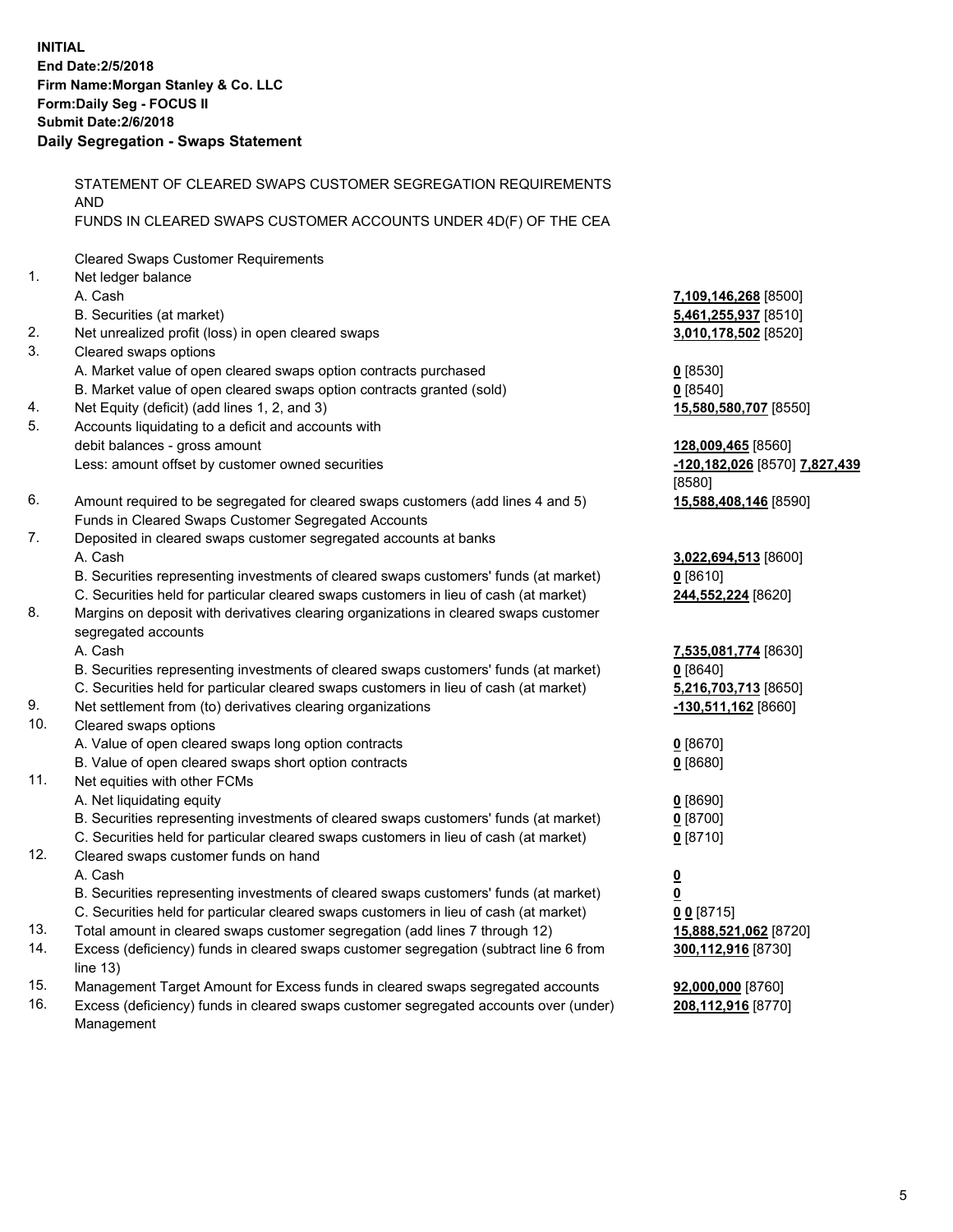**INITIAL**
**End Date:2/5/2018**
**Firm Name:Morgan Stanley & Co. LLC**
**Form:Daily Seg - FOCUS II**
**Submit Date:2/6/2018**
**Daily Segregation - Swaps Statement**

STATEMENT OF CLEARED SWAPS CUSTOMER SEGREGATION REQUIREMENTS AND FUNDS IN CLEARED SWAPS CUSTOMER ACCOUNTS UNDER 4D(F) OF THE CEA

| | | |
|---|---|---|
| | Cleared Swaps Customer Requirements | |
| 1. | Net ledger balance | |
| | A. Cash | **7,109,146,268** [8500] |
| | B. Securities (at market) | **5,461,255,937** [8510] |
| 2. | Net unrealized profit (loss) in open cleared swaps | **3,010,178,502** [8520] |
| 3. | Cleared swaps options | |
| | A. Market value of open cleared swaps option contracts purchased | **0** [8530] |
| | B. Market value of open cleared swaps option contracts granted (sold) | **0** [8540] |
| 4. | Net Equity (deficit) (add lines 1, 2, and 3) | **15,580,580,707** [8550] |
| 5. | Accounts liquidating to a deficit and accounts with debit balances - gross amount | **128,009,465** [8560] |
| | Less: amount offset by customer owned securities | **-120,182,026** [8570] **7,827,439** [8580] |
| 6. | Amount required to be segregated for cleared swaps customers (add lines 4 and 5) | **15,588,408,146** [8590] |
| | Funds in Cleared Swaps Customer Segregated Accounts | |
| 7. | Deposited in cleared swaps customer segregated accounts at banks | |
| | A. Cash | **3,022,694,513** [8600] |
| | B. Securities representing investments of cleared swaps customers' funds (at market) | **0** [8610] |
| | C. Securities held for particular cleared swaps customers in lieu of cash (at market) | **244,552,224** [8620] |
| 8. | Margins on deposit with derivatives clearing organizations in cleared swaps customer segregated accounts | |
| | A. Cash | **7,535,081,774** [8630] |
| | B. Securities representing investments of cleared swaps customers' funds (at market) | **0** [8640] |
| | C. Securities held for particular cleared swaps customers in lieu of cash (at market) | **5,216,703,713** [8650] |
| 9. | Net settlement from (to) derivatives clearing organizations | **-130,511,162** [8660] |
| 10. | Cleared swaps options | |
| | A. Value of open cleared swaps long option contracts | **0** [8670] |
| | B. Value of open cleared swaps short option contracts | **0** [8680] |
| 11. | Net equities with other FCMs | |
| | A. Net liquidating equity | **0** [8690] |
| | B. Securities representing investments of cleared swaps customers' funds (at market) | **0** [8700] |
| | C. Securities held for particular cleared swaps customers in lieu of cash (at market) | **0** [8710] |
| 12. | Cleared swaps customer funds on hand | |
| | A. Cash | **0** |
| | B. Securities representing investments of cleared swaps customers' funds (at market) | **0** |
| | C. Securities held for particular cleared swaps customers in lieu of cash (at market) | **0** **0** [8715] |
| 13. | Total amount in cleared swaps customer segregation (add lines 7 through 12) | **15,888,521,062** [8720] |
| 14. | Excess (deficiency) funds in cleared swaps customer segregation (subtract line 6 from line 13) | **300,112,916** [8730] |
| 15. | Management Target Amount for Excess funds in cleared swaps segregated accounts | **92,000,000** [8760] |
| 16. | Excess (deficiency) funds in cleared swaps customer segregated accounts over (under) Management | **208,112,916** [8770] |